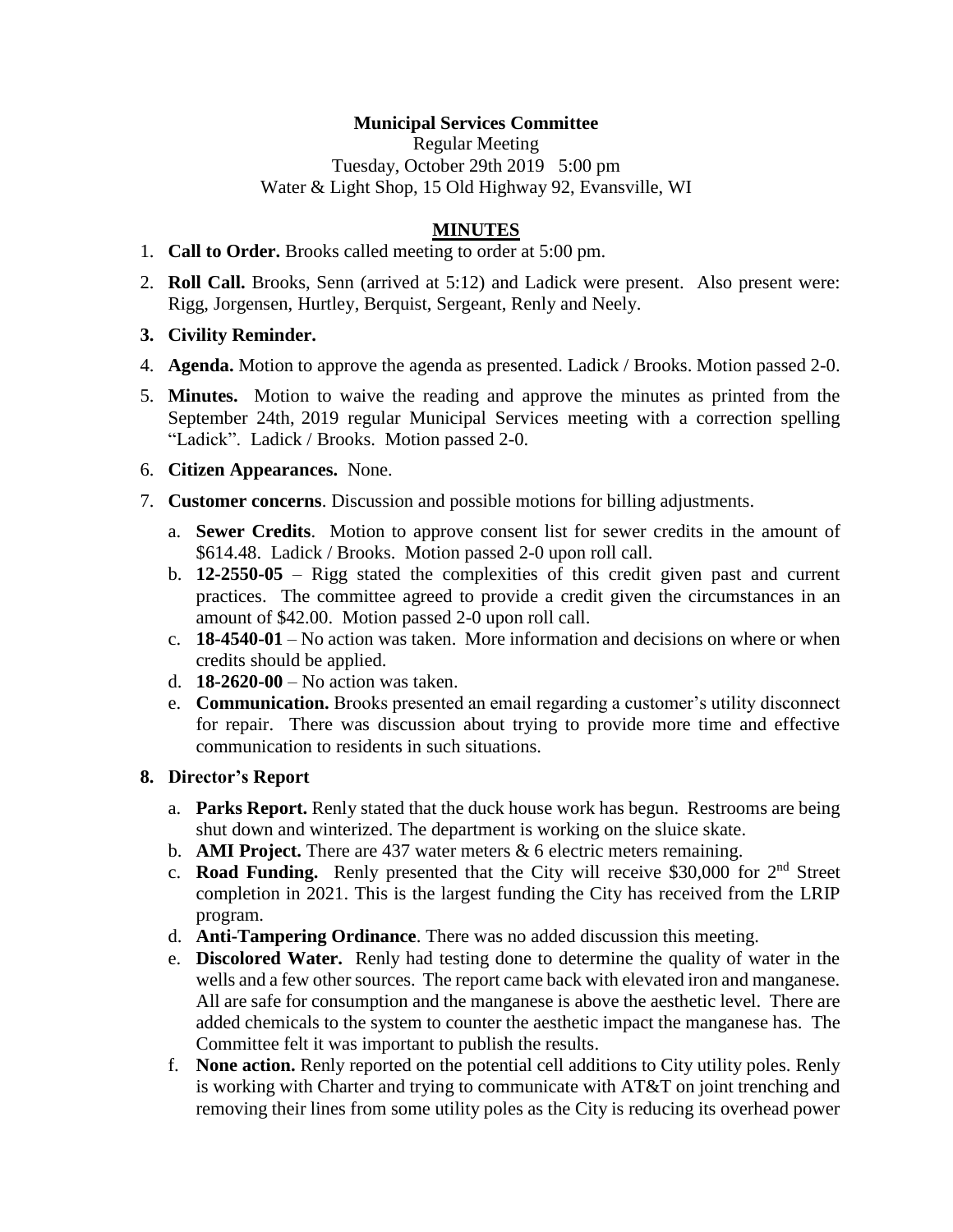**Municipal Services Committee**

Regular Meeting
Tuesday, October 29th 2019 5:00 pm
Water & Light Shop, 15 Old Highway 92, Evansville, WI

## MINUTES

1. **Call to Order.** Brooks called meeting to order at 5:00 pm.
2. **Roll Call.** Brooks, Senn (arrived at 5:12) and Ladick were present. Also present were: Rigg, Jorgensen, Hurtley, Berquist, Sergeant, Renly and Neely.
3. **Civility Reminder.**
4. **Agenda.** Motion to approve the agenda as presented. Ladick / Brooks. Motion passed 2-0.
5. **Minutes.** Motion to waive the reading and approve the minutes as printed from the September 24th, 2019 regular Municipal Services meeting with a correction spelling "Ladick". Ladick / Brooks. Motion passed 2-0.
6. **Citizen Appearances.** None.
7. **Customer concerns**. Discussion and possible motions for billing adjustments.
   a. **Sewer Credits**. Motion to approve consent list for sewer credits in the amount of $614.48. Ladick / Brooks. Motion passed 2-0 upon roll call.
   b. **12-2550-05** – Rigg stated the complexities of this credit given past and current practices. The committee agreed to provide a credit given the circumstances in an amount of $42.00. Motion passed 2-0 upon roll call.
   c. **18-4540-01** – No action was taken. More information and decisions on where or when credits should be applied.
   d. **18-2620-00** – No action was taken.
   e. **Communication.** Brooks presented an email regarding a customer's utility disconnect for repair. There was discussion about trying to provide more time and effective communication to residents in such situations.
8. **Director's Report**
   a. **Parks Report.** Renly stated that the duck house work has begun. Restrooms are being shut down and winterized. The department is working on the sluice skate.
   b. **AMI Project.** There are 437 water meters & 6 electric meters remaining.
   c. **Road Funding.** Renly presented that the City will receive $30,000 for 2nd Street completion in 2021. This is the largest funding the City has received from the LRIP program.
   d. **Anti-Tampering Ordinance**. There was no added discussion this meeting.
   e. **Discolored Water.** Renly had testing done to determine the quality of water in the wells and a few other sources. The report came back with elevated iron and manganese. All are safe for consumption and the manganese is above the aesthetic level. There are added chemicals to the system to counter the aesthetic impact the manganese has. The Committee felt it was important to publish the results.
   f. **None action.** Renly reported on the potential cell additions to City utility poles. Renly is working with Charter and trying to communicate with AT&T on joint trenching and removing their lines from some utility poles as the City is reducing its overhead power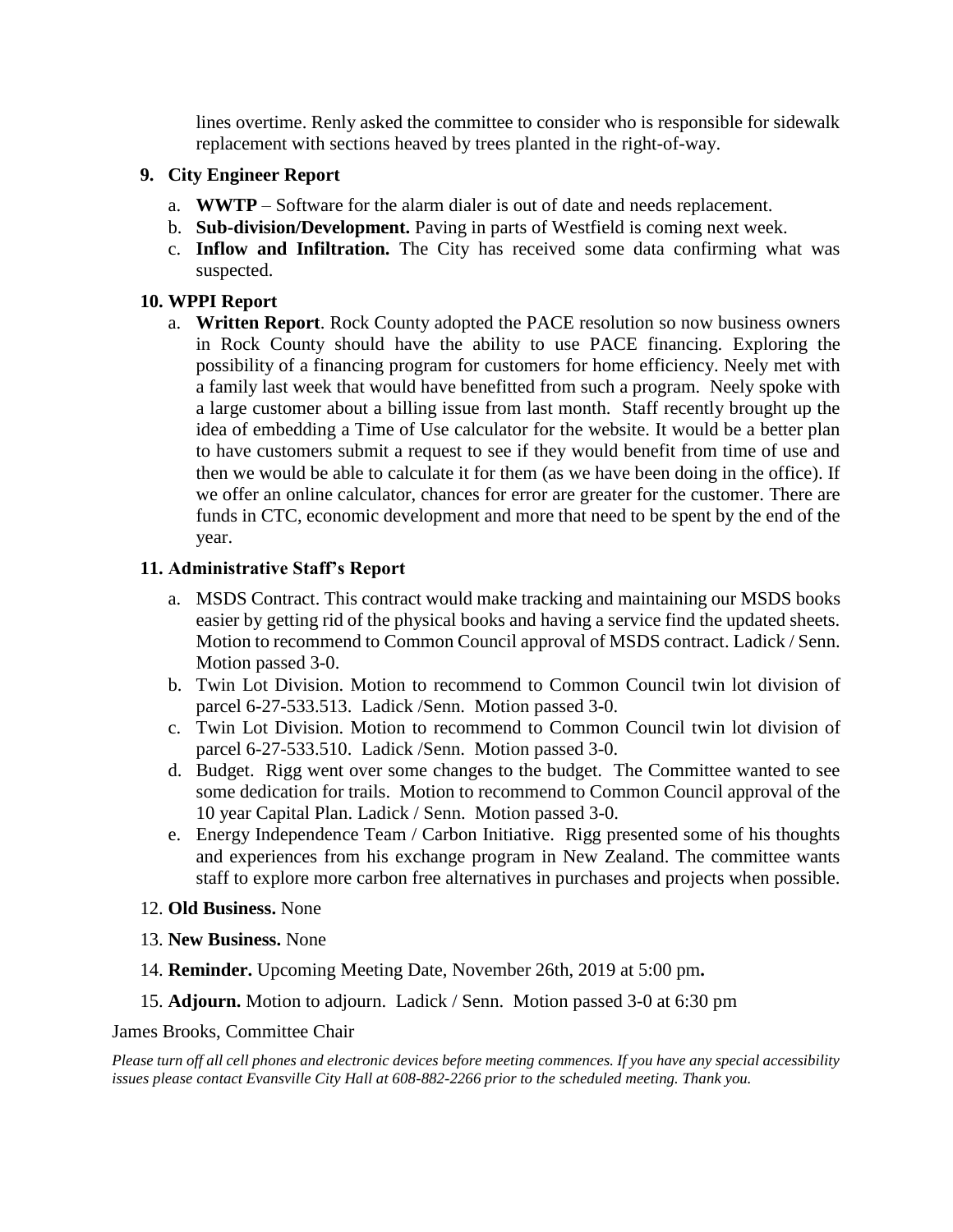lines overtime. Renly asked the committee to consider who is responsible for sidewalk replacement with sections heaved by trees planted in the right-of-way.

**9. City Engineer Report**

a. **WWTP** – Software for the alarm dialer is out of date and needs replacement.
b. **Sub-division/Development.** Paving in parts of Westfield is coming next week.
c. **Inflow and Infiltration.** The City has received some data confirming what was suspected.

**10. WPPI Report**

a. **Written Report**. Rock County adopted the PACE resolution so now business owners in Rock County should have the ability to use PACE financing. Exploring the possibility of a financing program for customers for home efficiency. Neely met with a family last week that would have benefitted from such a program. Neely spoke with a large customer about a billing issue from last month. Staff recently brought up the idea of embedding a Time of Use calculator for the website. It would be a better plan to have customers submit a request to see if they would benefit from time of use and then we would be able to calculate it for them (as we have been doing in the office). If we offer an online calculator, chances for error are greater for the customer. There are funds in CTC, economic development and more that need to be spent by the end of the year.

**11. Administrative Staff's Report**

a. MSDS Contract. This contract would make tracking and maintaining our MSDS books easier by getting rid of the physical books and having a service find the updated sheets. Motion to recommend to Common Council approval of MSDS contract. Ladick / Senn. Motion passed 3-0.
b. Twin Lot Division. Motion to recommend to Common Council twin lot division of parcel 6-27-533.513. Ladick /Senn. Motion passed 3-0.
c. Twin Lot Division. Motion to recommend to Common Council twin lot division of parcel 6-27-533.510. Ladick /Senn. Motion passed 3-0.
d. Budget. Rigg went over some changes to the budget. The Committee wanted to see some dedication for trails. Motion to recommend to Common Council approval of the 10 year Capital Plan. Ladick / Senn. Motion passed 3-0.
e. Energy Independence Team / Carbon Initiative. Rigg presented some of his thoughts and experiences from his exchange program in New Zealand. The committee wants staff to explore more carbon free alternatives in purchases and projects when possible.

12. **Old Business.** None

13. **New Business.** None

14. **Reminder.** Upcoming Meeting Date, November 26th, 2019 at 5:00 pm**.**

15. **Adjourn.** Motion to adjourn. Ladick / Senn. Motion passed 3-0 at 6:30 pm

James Brooks, Committee Chair

*Please turn off all cell phones and electronic devices before meeting commences. If you have any special accessibility issues please contact Evansville City Hall at 608-882-2266 prior to the scheduled meeting. Thank you.*